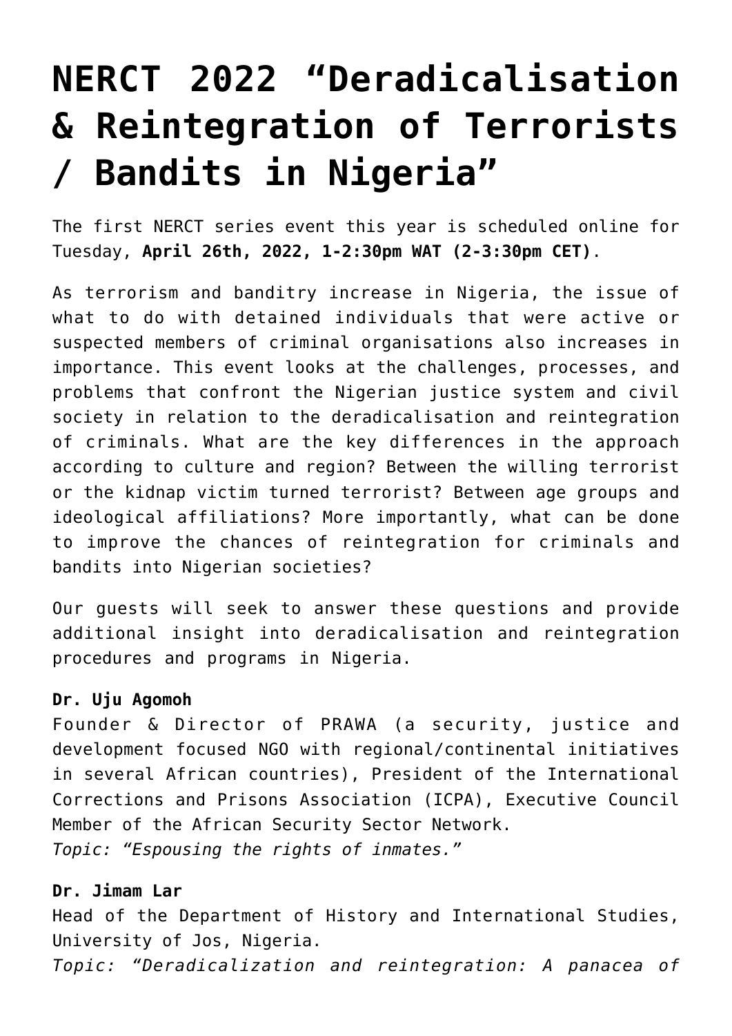# NERCT 2022 "Deradicalisation & Reintegration of Terrorists / Bandits in Nigeria"

The first NERCT series event this year is scheduled online for Tuesday, **April 26th, 2022, 1-2:30pm WAT (2-3:30pm CET)**.

As terrorism and banditry increase in Nigeria, the issue of what to do with detained individuals that were active or suspected members of criminal organisations also increases in importance. This event looks at the challenges, processes, and problems that confront the Nigerian justice system and civil society in relation to the deradicalisation and reintegration of criminals. What are the key differences in the approach according to culture and region? Between the willing terrorist or the kidnap victim turned terrorist? Between age groups and ideological affiliations? More importantly, what can be done to improve the chances of reintegration for criminals and bandits into Nigerian societies?

Our guests will seek to answer these questions and provide additional insight into deradicalisation and reintegration procedures and programs in Nigeria.

**Dr. Uju Agomoh**
Founder & Director of PRAWA (a security, justice and development focused NGO with regional/continental initiatives in several African countries), President of the International Corrections and Prisons Association (ICPA), Executive Council Member of the African Security Sector Network.
*Topic: "Espousing the rights of inmates."*

**Dr. Jimam Lar**
Head of the Department of History and International Studies, University of Jos, Nigeria.
*Topic: "Deradicalization and reintegration: A panacea of*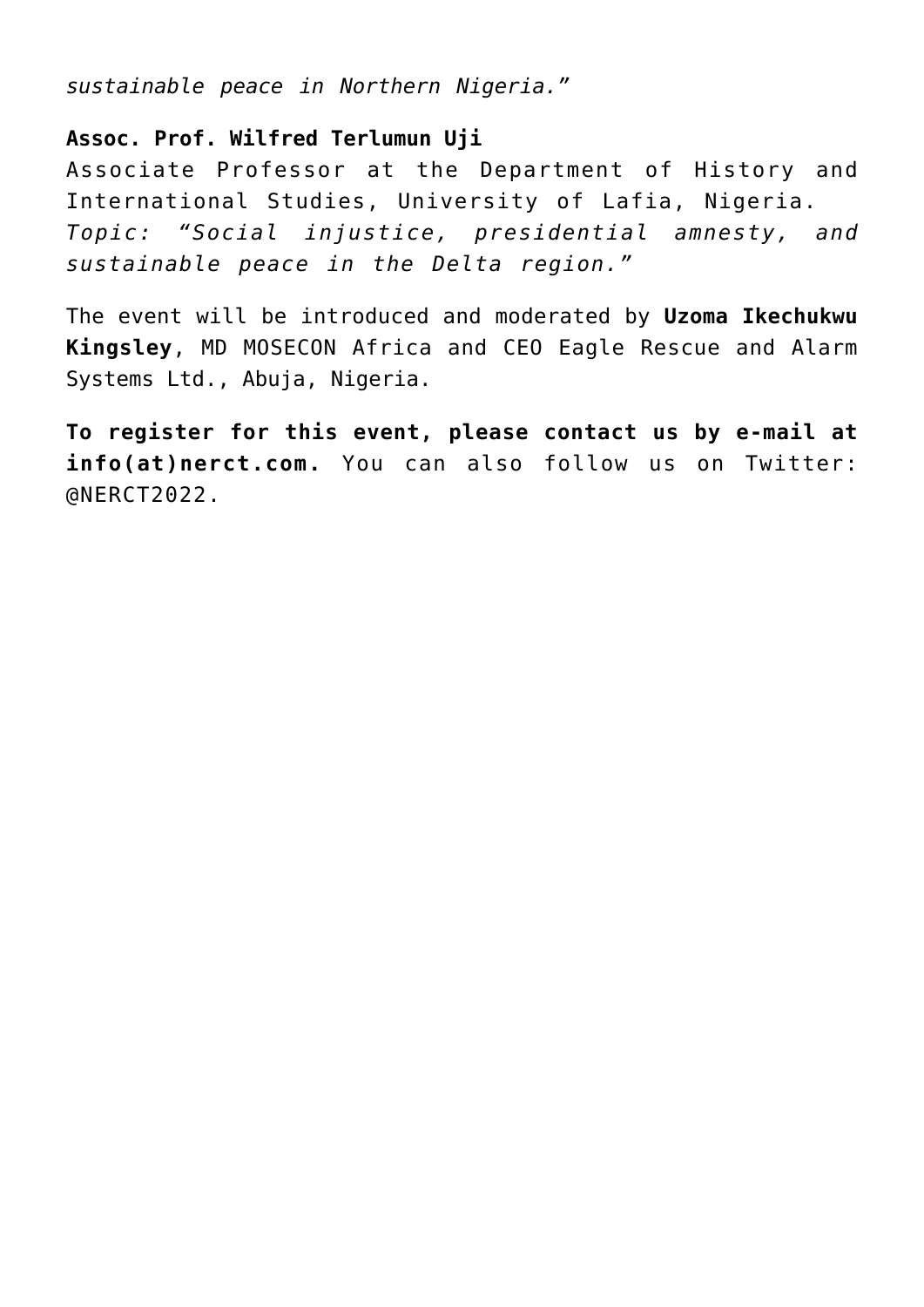*sustainable peace in Northern Nigeria."*

**Assoc. Prof. Wilfred Terlumun Uji**
Associate Professor at the Department of History and International Studies, University of Lafia, Nigeria.
*Topic: "Social injustice, presidential amnesty, and sustainable peace in the Delta region."*

The event will be introduced and moderated by **Uzoma Ikechukwu Kingsley**, MD MOSECON Africa and CEO Eagle Rescue and Alarm Systems Ltd., Abuja, Nigeria.

**To register for this event, please contact us by e-mail at info(at)nerct.com.** You can also follow us on Twitter: @NERCT2022.